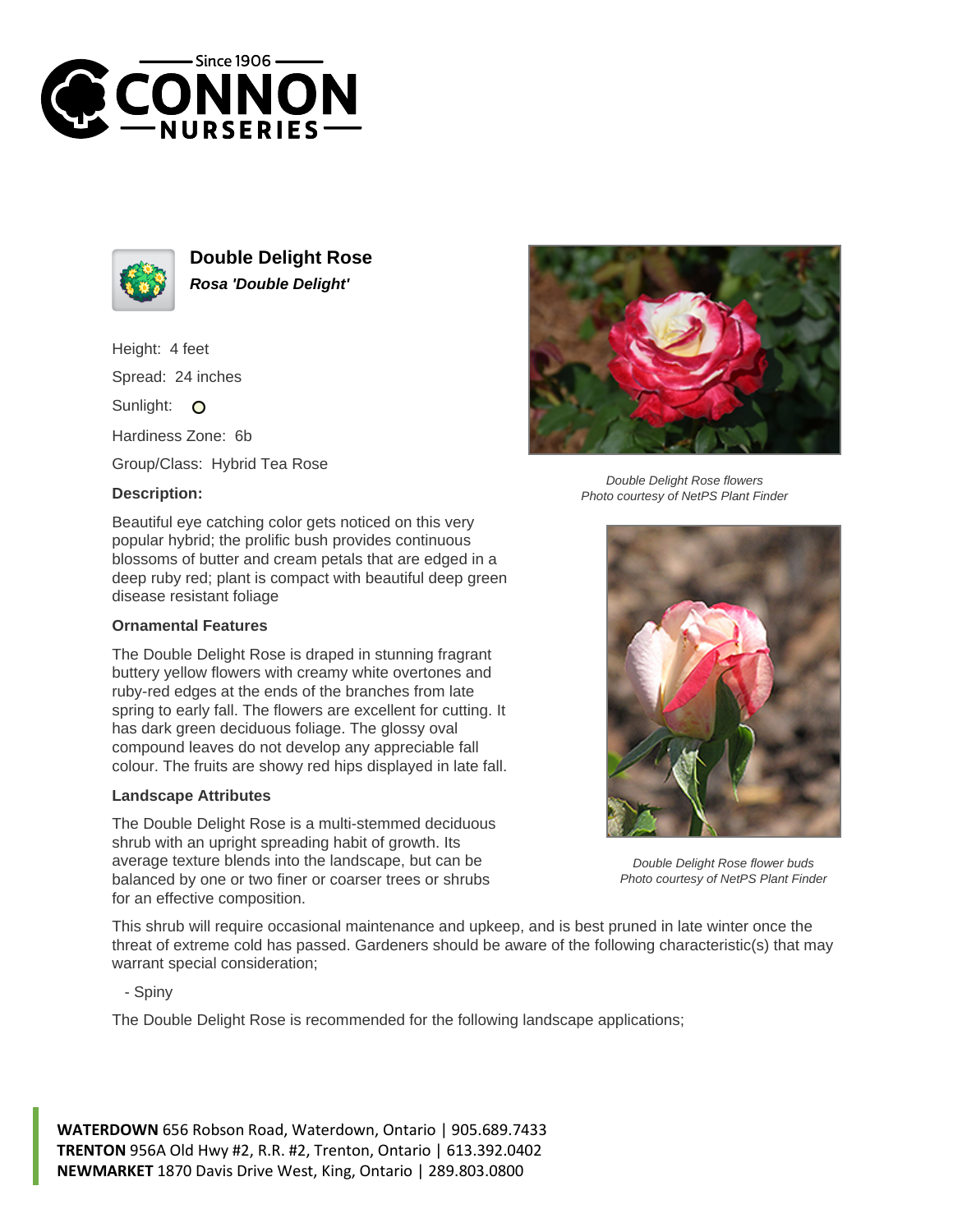# Double Delight Rose

***Rosa 'Double Delight'***

Height: 4 feet

Spread: 24 inches

Sunlight: O

Hardiness Zone: 6b

Group/Class: Hybrid Tea Rose

**Description:**

Beautiful eye catching color gets noticed on this very popular hybrid; the prolific bush provides continuous blossoms of butter and cream petals that are edged in a deep ruby red; plant is compact with beautiful deep green disease resistant foliage

**Ornamental Features**

The Double Delight Rose is draped in stunning fragrant buttery yellow flowers with creamy white overtones and ruby-red edges at the ends of the branches from late spring to early fall. The flowers are excellent for cutting. It has dark green deciduous foliage. The glossy oval compound leaves do not develop any appreciable fall colour. The fruits are showy red hips displayed in late fall.

**Landscape Attributes**

The Double Delight Rose is a multi-stemmed deciduous shrub with an upright spreading habit of growth. Its average texture blends into the landscape, but can be balanced by one or two finer or coarser trees or shrubs for an effective composition.

*Double Delight Rose flowers*
*Photo courtesy of NetPS Plant Finder*

*Double Delight Rose flower buds*
*Photo courtesy of NetPS Plant Finder*

This shrub will require occasional maintenance and upkeep, and is best pruned in late winter once the threat of extreme cold has passed. Gardeners should be aware of the following characteristic(s) that may warrant special consideration;

- Spiny

The Double Delight Rose is recommended for the following landscape applications;

**WATERDOWN** 656 Robson Road, Waterdown, Ontario | 905.689.7433
**TRENTON** 956A Old Hwy #2, R.R. #2, Trenton, Ontario | 613.392.0402
**NEWMARKET** 1870 Davis Drive West, King, Ontario | 289.803.0800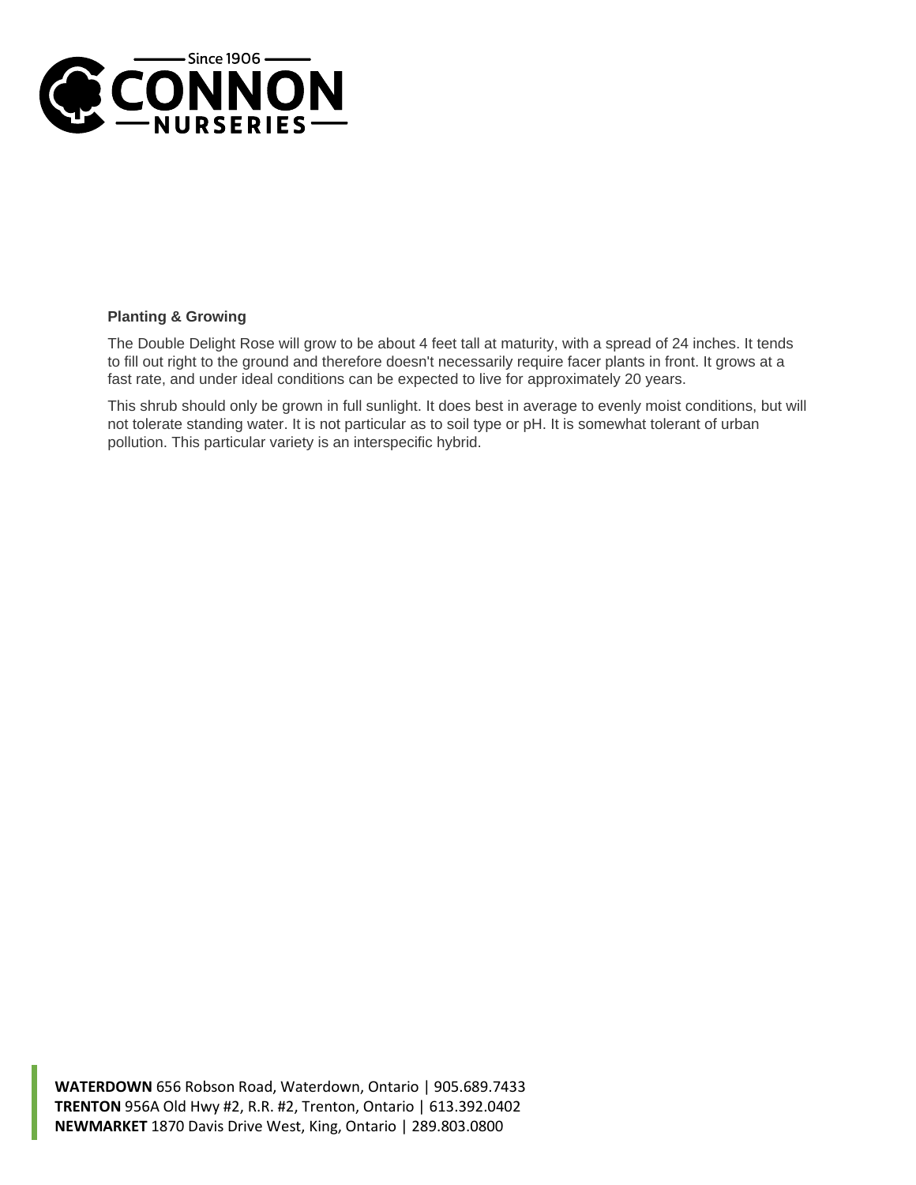### Planting & Growing

The Double Delight Rose will grow to be about 4 feet tall at maturity, with a spread of 24 inches. It tends to fill out right to the ground and therefore doesn't necessarily require facer plants in front. It grows at a fast rate, and under ideal conditions can be expected to live for approximately 20 years.

This shrub should only be grown in full sunlight. It does best in average to evenly moist conditions, but will not tolerate standing water. It is not particular as to soil type or pH. It is somewhat tolerant of urban pollution. This particular variety is an interspecific hybrid.